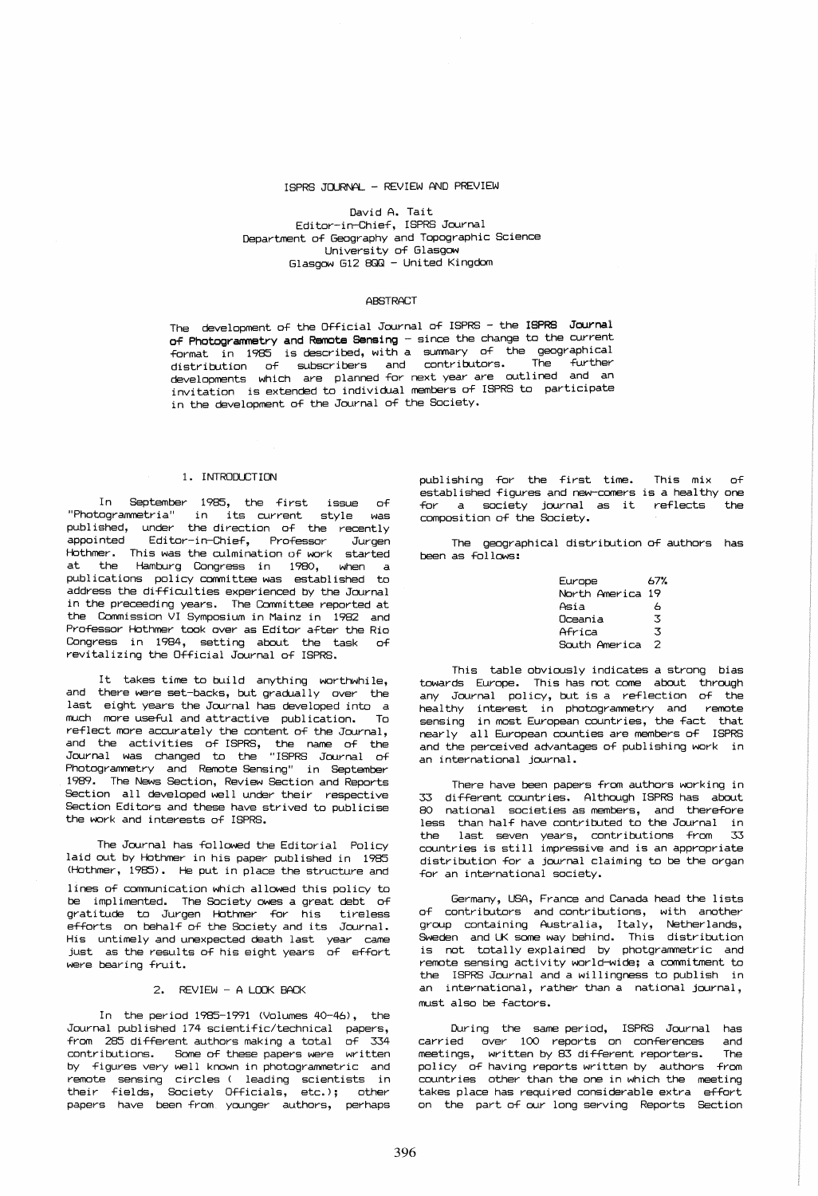# ISPRS JOURNAL - REVIEW AND PREVIEW

David A. Tait
Editor-in-Chief, ISPRS Journal
Department of Geography and Topographic Science
University of Glasgow
Glasgow G12 8QQ - United Kingdom

## ABSTRACT

The development of the Official Journal of ISPRS - the **ISPRS Journal of Photogrammetry and Remote Sensing** - since the change to the current format in 1985 is described, with a summary of the geographical distribution of subscribers and contributors. The further developments which are planned for next year are outlined and an invitation is extended to individual members of ISPRS to participate in the development of the Journal of the Society.

## 1. INTRODUCTION

In September 1985, the first issue of "Photogrammetria" in its current style was published, under the direction of the recently appointed Editor-in-Chief, Professor Jurgen Hothmer. This was the culmination of work started at the Hamburg Congress in 1980, when a publications policy committee was established to address the difficulties experienced by the Journal in the preceeding years. The Committee reported at the Commission VI Symposium in Mainz in 1982 and Professor Hothmer took over as Editor after the Rio Congress in 1984, setting about the task of revitalizing the Official Journal of ISPRS.

It takes time to build anything worthwhile, and there were set-backs, but gradually over the last eight years the Journal has developed into a much more useful and attractive publication. To reflect more accurately the content of the Journal, and the activities of ISPRS, the name of the Journal was changed to the "ISPRS Journal of Photogrammetry and Remote Sensing" in September 1989. The News Section, Review Section and Reports Section all developed well under their respective Section Editors and these have strived to publicise the work and interests of ISPRS.

The Journal has followed the Editorial Policy laid out by Hothmer in his paper published in 1985 (Hothmer, 1985). He put in place the structure and lines of communication which allowed this policy to be implimented. The Society owes a great debt of gratitude to Jurgen Hothmer for his tireless efforts on behalf of the Society and its Journal. His untimely and unexpected death last year came just as the results of his eight years of effort were bearing fruit.

## 2. REVIEW - A LOOK BACK

In the period 1985-1991 (Volumes 40-46), the Journal published 174 scientific/technical papers, from 285 different authors making a total of 334 contributions. Some of these papers were written by figures very well known in photogrammetric and remote sensing circles ( leading scientists in their fields, Society Officials, etc.); other papers have been from younger authors, perhaps publishing for the first time. This mix of established figures and new-comers is a healthy one for a society journal as it reflects the composition of the Society.

The geographical distribution of authors has been as follows:

| | |
|---|---|
| Europe | 67% |
| North America | 19 |
| Asia | 6 |
| Oceania | 3 |
| Africa | 3 |
| South America | 2 |

This table obviously indicates a strong bias towards Europe. This has not come about through any Journal policy, but is a reflection of the healthy interest in photogrammetry and remote sensing in most European countries, the fact that nearly all European counties are members of ISPRS and the perceived advantages of publishing work in an international journal.

There have been papers from authors working in 33 different countries. Although ISPRS has about 80 national societies as members, and therefore less than half have contributed to the Journal in the last seven years, contributions from 33 countries is still impressive and is an appropriate distribution for a journal claiming to be the organ for an international society.

Germany, USA, France and Canada head the lists of contributors and contributions, with another group containing Australia, Italy, Netherlands, Sweden and UK some way behind. This distribution is not totally explained by photgrammetric and remote sensing activity world-wide; a commitment to the ISPRS Journal and a willingness to publish in an international, rather than a national journal, must also be factors.

During the same period, ISPRS Journal has carried over 100 reports on conferences and meetings, written by 83 different reporters. The policy of having reports written by authors from countries other than the one in which the meeting takes place has required considerable extra effort on the part of our long serving Reports Section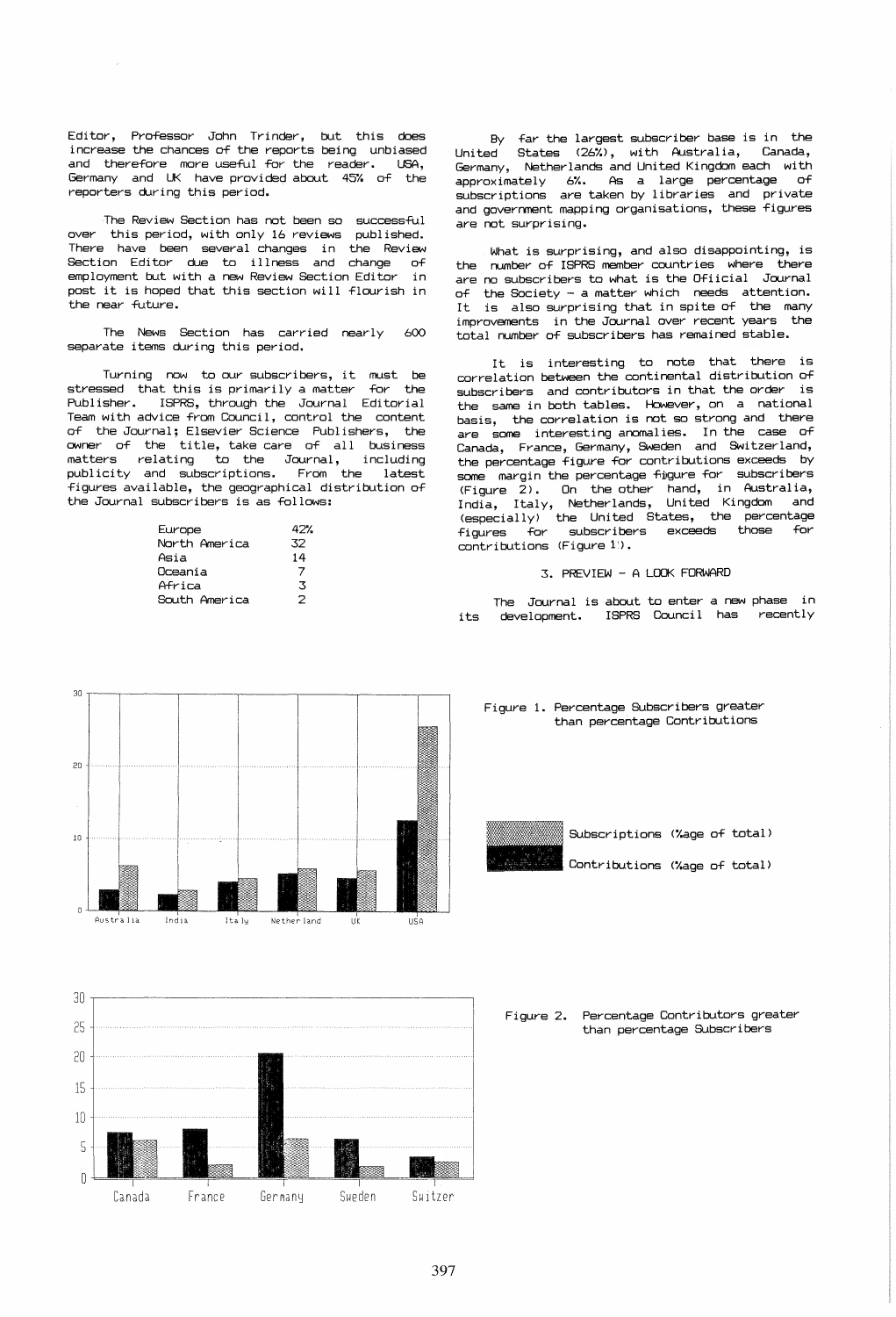Editor, Professor John Trinder, but this does increase the chances of the reports being unbiased and therefore more useful for the reader. USA, Germany and UK have provided about 45% of the reporters during this period.

The Review Section has not been so successful over this period, with only 16 reviews published. There have been several changes in the Review Section Editor due to illness and change of employment but with a new Review Section Editor in post it is hoped that this section will flourish in the near future.

The News Section has carried nearly 600 separate items during this period.

Turning now to our subscribers, it must be stressed that this is primarily a matter for the Publisher. ISPRS, through the Journal Editorial Team with advice from Council, control the content of the Journal; Elsevier Science Publishers, the owner of the title, take care of all business matters relating to the Journal, including publicity and subscriptions. From the latest figures available, the geographical distribution of the Journal subscribers is as follows:

| | |
|---|---|
| Europe | 42% |
| North America | 32 |
| Asia | 14 |
| Oceania | 7 |
| Africa | 3 |
| South America | 2 |

By far the largest subscriber base is in the United States (26%), with Australia, Canada, Germany, Netherlands and United Kingdom each with approximately 6%. As a large percentage of subscriptions are taken by libraries and private and government mapping organisations, these figures are not surprising.

What is surprising, and also disappointing, is the number of ISPRS member countries where there are no subscribers to what is the Ofiicial Journal of the Society - a matter which needs attention. It is also surprising that in spite of the many improvements in the Journal over recent years the total number of subscribers has remained stable.

It is interesting to note that there is correlation between the continental distribution of subscribers and contributors in that the order is the same in both tables. However, on a national basis, the correlation is not so strong and there are some interesting anomalies. In the case of Canada, France, Germany, Sweden and Switzerland, the percentage figure for contributions exceeds by some margin the percentage figure for subscribers (Figure 2). On the other hand, in Australia, India, Italy, Netherlands, United Kingdom and (especially) the United States, the percentage figures for subscribers exceeds those for contributions (Figure 1).

### 3. PREVIEW - A LOOK FORWARD

The Journal is about to enter a new phase in its development. ISPRS Council has recently

Figure 1. Percentage Subscribers greater than percentage Contributions

Subscriptions (%age of total)
Contributions (%age of total)

Figure 2. Percentage Contributors greater than percentage Subscribers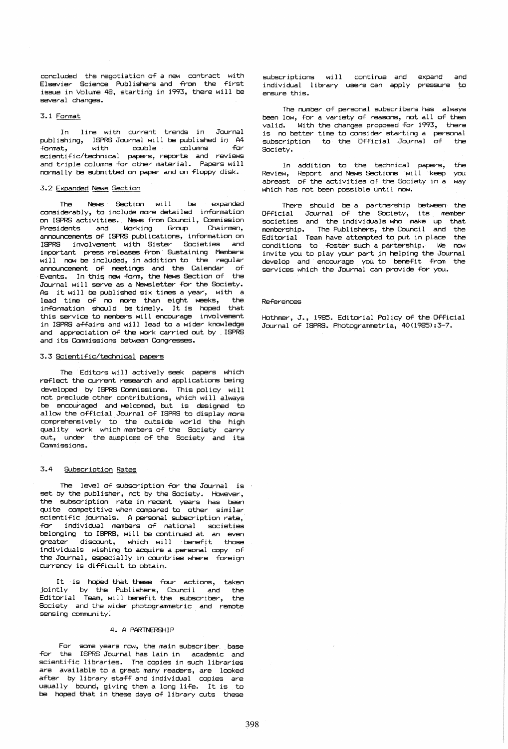concluded the negotiation of a new contract with Elsevier Science Publishers and from the first issue in Volume 48, starting in 1993, there will be several changes.

### 3.1 Format

In line with current trends in Journal publishing, ISPRS Journal will be published in A4 format, with double columns for scientific/technical papers, reports and reviews and triple columns for other material. Papers will normally be submitted on paper and on floppy disk.

### 3.2 Expanded News Section

The News Section will be expanded considerably, to include more detailed information on ISPRS activities. News from Council, Commission Presidents and Working Group Chairmen, announcements of ISPRS publications, information on ISPRS involvement with Sister Societies and important press releases from Sustaining Members will now be included, in addition to the regular announcement of meetings and the Calendar of Events. In this new form, the News Section of the Journal will serve as a Newsletter for the Society. As it will be published six times a year, with a lead time of no more than eight weeks, the information should be timely. It is hoped that this service to members will encourage involvement in ISPRS affairs and will lead to a wider knowledge and appreciation of the work carried out by ISPRS and its Commissions between Congresses.

### 3.3 Scientific/technical papers

The Editors will actively seek papers which reflect the current research and applications being developed by ISPRS Commissions. This policy will not preclude other contributions, which will always be encouraged and welcomed, but is designed to allow the official Journal of ISPRS to display more comprehensively to the outside world the high quality work which members of the Society carry out, under the auspices of the Society and its Commissions.

### 3.4 Subscription Rates

The level of subscription for the Journal is set by the publisher, not by the Society. However, the subscription rate in recent years has been quite competitive when compared to other similar scientific journals. A personal subscription rate, for individual members of national societies belonging to ISPRS, will be continued at an even greater discount, which will benefit those individuals wishing to acquire a personal copy of the Journal, especially in countries where foreign currency is difficult to obtain.

It is hoped that these four actions, taken jointly by the Publishers, Council and the Editorial Team, will benefit the subscriber, the Society and the wider photogrammetric and remote sensing community.

## 4. A PARTNERSHIP

For some years now, the main subscriber base for the ISPRS Journal has lain in academic and scientific libraries. The copies in such libraries are available to a great many readers, are looked after by library staff and individual copies are usually bound, giving them a long life. It is to be hoped that in these days of library cuts these subscriptions will continue and expand and individual library users can apply pressure to ensure this.

The number of personal subscribers has always been low, for a variety of reasons, not all of them valid. With the changes proposed for 1993, there is no better time to consider starting a personal subscription to the Official Journal of the Society.

In addition to the technical papers, the Review, Report and News Sections will keep you abreast of the activities of the Society in a way which has not been possible until now.

There should be a partnership between the Official Journal of the Society, its member societies and the individuals who make up that membership. The Publishers, the Council and the Editorial Team have attempted to put in place the conditions to foster such a partership. We now invite you to play your part in helping the Journal develop and encourage you to benefit from the services which the Journal can provide for you.

## References

Hothmer, J., 1985. Editorial Policy of the Official Journal of ISPRS. Photogrammetria, 40(1985):3-7.